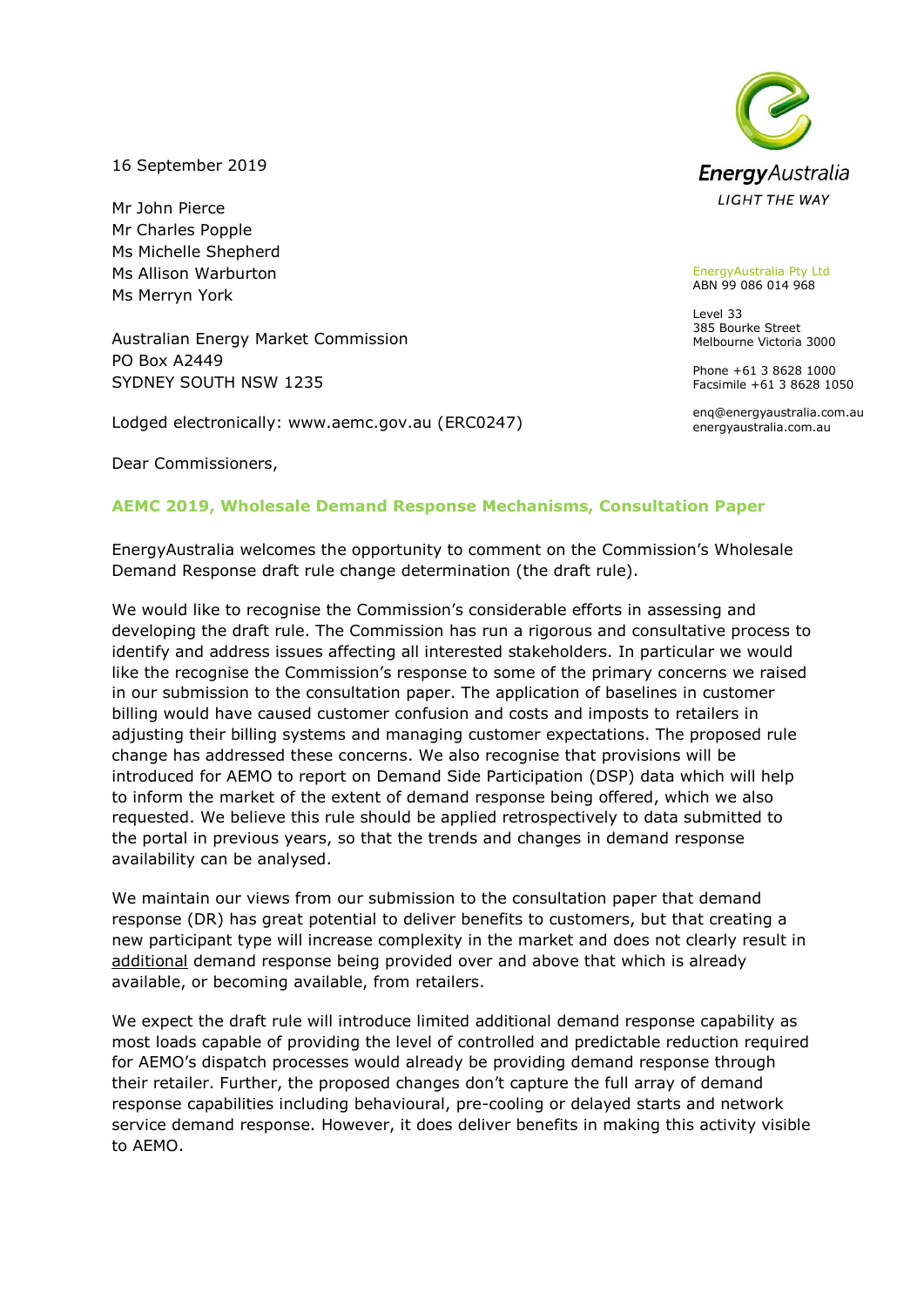EnergyAustralia
LIGHT THE WAY

EnergyAustralia Pty Ltd
ABN 99 086 014 968

Level 33
385 Bourke Street
Melbourne Victoria 3000

Phone +61 3 8628 1000
Facsimile +61 3 8628 1050

enq@energyaustralia.com.au
energyaustralia.com.au

16 September 2019

Mr John Pierce
Mr Charles Popple
Ms Michelle Shepherd
Ms Allison Warburton
Ms Merryn York

Australian Energy Market Commission
PO Box A2449
SYDNEY SOUTH NSW 1235

Lodged electronically: www.aemc.gov.au (ERC0247)

Dear Commissioners,

**AEMC 2019, Wholesale Demand Response Mechanisms, Consultation Paper**

EnergyAustralia welcomes the opportunity to comment on the Commission's Wholesale Demand Response draft rule change determination (the draft rule).

We would like to recognise the Commission's considerable efforts in assessing and developing the draft rule. The Commission has run a rigorous and consultative process to identify and address issues affecting all interested stakeholders. In particular we would like the recognise the Commission's response to some of the primary concerns we raised in our submission to the consultation paper. The application of baselines in customer billing would have caused customer confusion and costs and imposts to retailers in adjusting their billing systems and managing customer expectations. The proposed rule change has addressed these concerns. We also recognise that provisions will be introduced for AEMO to report on Demand Side Participation (DSP) data which will help to inform the market of the extent of demand response being offered, which we also requested. We believe this rule should be applied retrospectively to data submitted to the portal in previous years, so that the trends and changes in demand response availability can be analysed.

We maintain our views from our submission to the consultation paper that demand response (DR) has great potential to deliver benefits to customers, but that creating a new participant type will increase complexity in the market and does not clearly result in additional demand response being provided over and above that which is already available, or becoming available, from retailers.

We expect the draft rule will introduce limited additional demand response capability as most loads capable of providing the level of controlled and predictable reduction required for AEMO's dispatch processes would already be providing demand response through their retailer. Further, the proposed changes don't capture the full array of demand response capabilities including behavioural, pre-cooling or delayed starts and network service demand response. However, it does deliver benefits in making this activity visible to AEMO.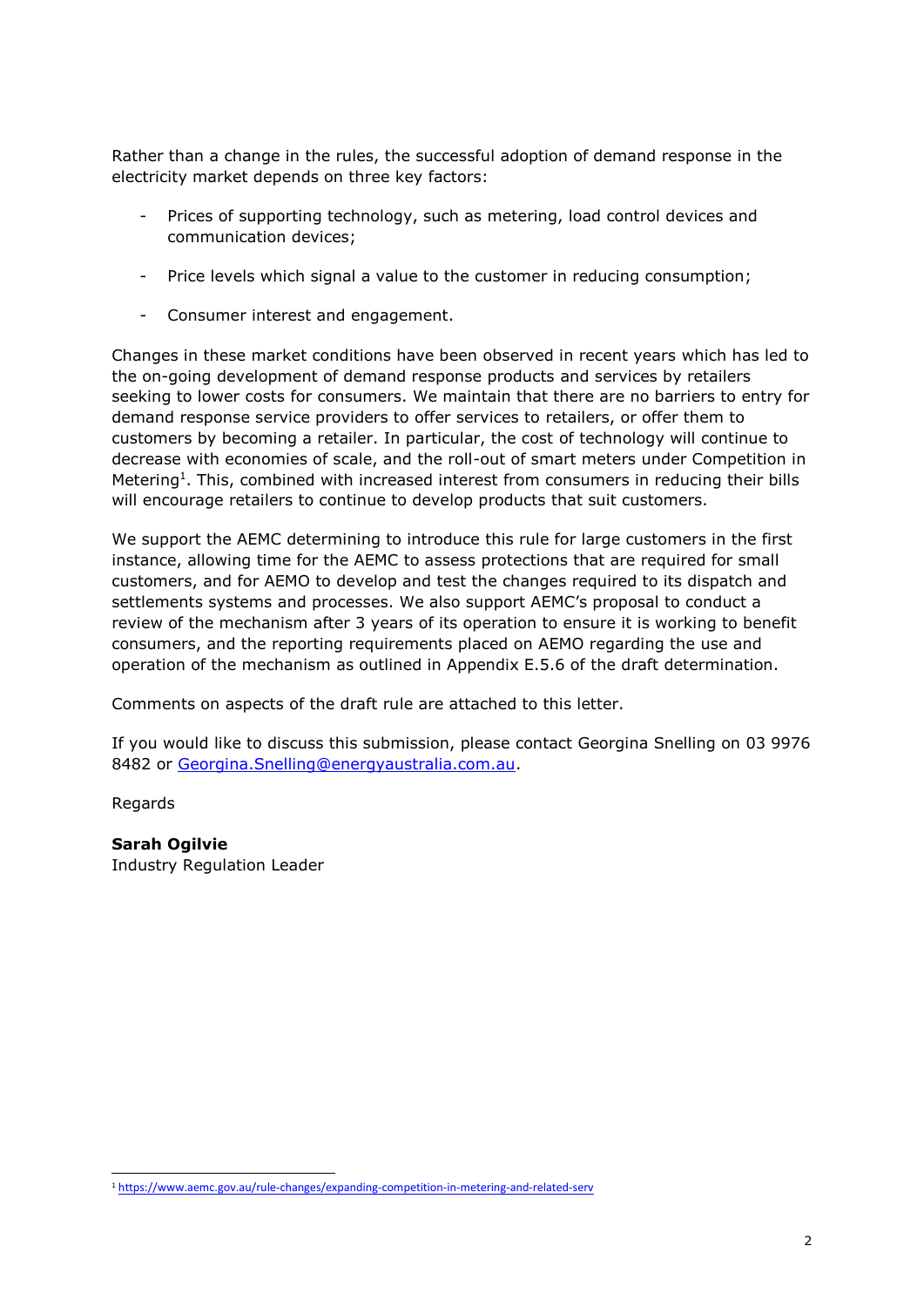Rather than a change in the rules, the successful adoption of demand response in the electricity market depends on three key factors:

- Prices of supporting technology, such as metering, load control devices and communication devices;
- Price levels which signal a value to the customer in reducing consumption;
- Consumer interest and engagement.

Changes in these market conditions have been observed in recent years which has led to the on-going development of demand response products and services by retailers seeking to lower costs for consumers. We maintain that there are no barriers to entry for demand response service providers to offer services to retailers, or offer them to customers by becoming a retailer. In particular, the cost of technology will continue to decrease with economies of scale, and the roll-out of smart meters under Competition in Metering[1]. This, combined with increased interest from consumers in reducing their bills will encourage retailers to continue to develop products that suit customers.

We support the AEMC determining to introduce this rule for large customers in the first instance, allowing time for the AEMC to assess protections that are required for small customers, and for AEMO to develop and test the changes required to its dispatch and settlements systems and processes. We also support AEMC's proposal to conduct a review of the mechanism after 3 years of its operation to ensure it is working to benefit consumers, and the reporting requirements placed on AEMO regarding the use and operation of the mechanism as outlined in Appendix E.5.6 of the draft determination.

Comments on aspects of the draft rule are attached to this letter.

If you would like to discuss this submission, please contact Georgina Snelling on 03 9976 8482 or Georgina.Snelling@energyaustralia.com.au.

Regards

**Sarah Ogilvie**
Industry Regulation Leader

[1] https://www.aemc.gov.au/rule-changes/expanding-competition-in-metering-and-related-serv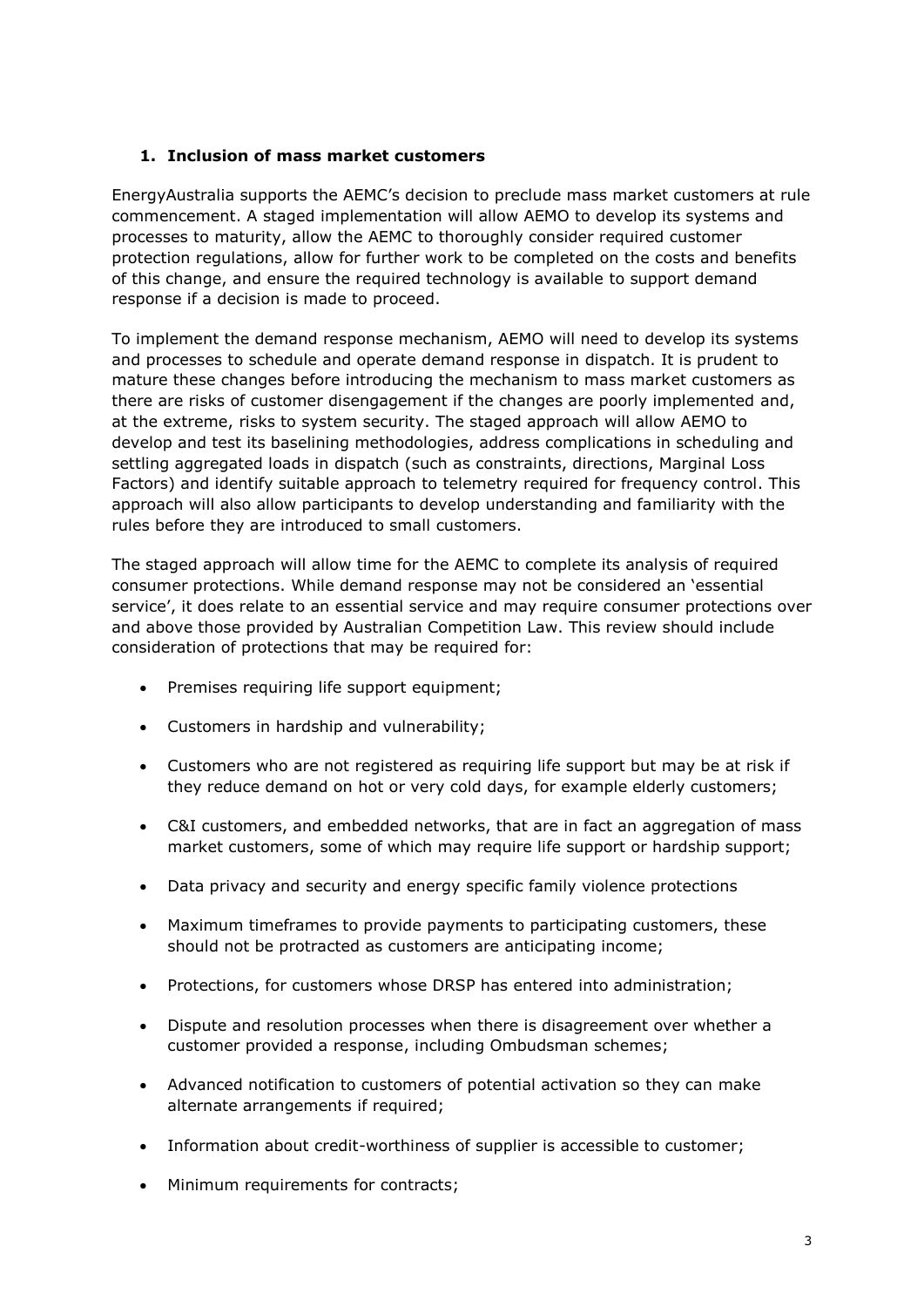## 1. Inclusion of mass market customers

EnergyAustralia supports the AEMC's decision to preclude mass market customers at rule commencement. A staged implementation will allow AEMO to develop its systems and processes to maturity, allow the AEMC to thoroughly consider required customer protection regulations, allow for further work to be completed on the costs and benefits of this change, and ensure the required technology is available to support demand response if a decision is made to proceed.

To implement the demand response mechanism, AEMO will need to develop its systems and processes to schedule and operate demand response in dispatch. It is prudent to mature these changes before introducing the mechanism to mass market customers as there are risks of customer disengagement if the changes are poorly implemented and, at the extreme, risks to system security. The staged approach will allow AEMO to develop and test its baselining methodologies, address complications in scheduling and settling aggregated loads in dispatch (such as constraints, directions, Marginal Loss Factors) and identify suitable approach to telemetry required for frequency control. This approach will also allow participants to develop understanding and familiarity with the rules before they are introduced to small customers.

The staged approach will allow time for the AEMC to complete its analysis of required consumer protections. While demand response may not be considered an 'essential service', it does relate to an essential service and may require consumer protections over and above those provided by Australian Competition Law. This review should include consideration of protections that may be required for:

- Premises requiring life support equipment;
- Customers in hardship and vulnerability;
- Customers who are not registered as requiring life support but may be at risk if they reduce demand on hot or very cold days, for example elderly customers;
- C&I customers, and embedded networks, that are in fact an aggregation of mass market customers, some of which may require life support or hardship support;
- Data privacy and security and energy specific family violence protections
- Maximum timeframes to provide payments to participating customers, these should not be protracted as customers are anticipating income;
- Protections, for customers whose DRSP has entered into administration;
- Dispute and resolution processes when there is disagreement over whether a customer provided a response, including Ombudsman schemes;
- Advanced notification to customers of potential activation so they can make alternate arrangements if required;
- Information about credit-worthiness of supplier is accessible to customer;
- Minimum requirements for contracts;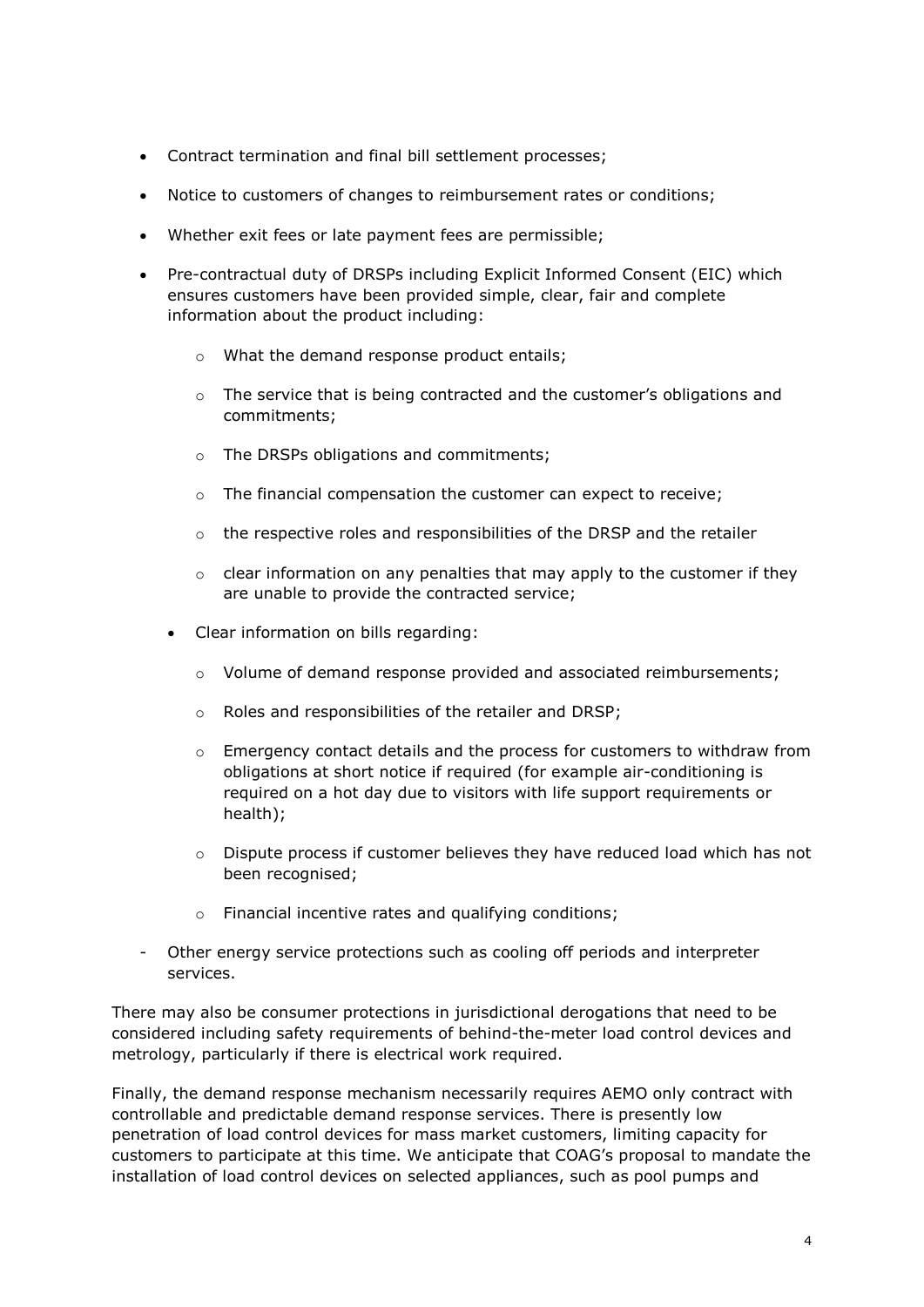- Contract termination and final bill settlement processes;
- Notice to customers of changes to reimbursement rates or conditions;
- Whether exit fees or late payment fees are permissible;
- Pre-contractual duty of DRSPs including Explicit Informed Consent (EIC) which ensures customers have been provided simple, clear, fair and complete information about the product including:
    - What the demand response product entails;
    - The service that is being contracted and the customer's obligations and commitments;
    - The DRSPs obligations and commitments;
    - The financial compensation the customer can expect to receive;
    - the respective roles and responsibilities of the DRSP and the retailer
    - clear information on any penalties that may apply to the customer if they are unable to provide the contracted service;
  - Clear information on bills regarding:
    - Volume of demand response provided and associated reimbursements;
    - Roles and responsibilities of the retailer and DRSP;
    - Emergency contact details and the process for customers to withdraw from obligations at short notice if required (for example air-conditioning is required on a hot day due to visitors with life support requirements or health);
    - Dispute process if customer believes they have reduced load which has not been recognised;
    - Financial incentive rates and qualifying conditions;
- Other energy service protections such as cooling off periods and interpreter services.

There may also be consumer protections in jurisdictional derogations that need to be considered including safety requirements of behind-the-meter load control devices and metrology, particularly if there is electrical work required.

Finally, the demand response mechanism necessarily requires AEMO only contract with controllable and predictable demand response services. There is presently low penetration of load control devices for mass market customers, limiting capacity for customers to participate at this time. We anticipate that COAG's proposal to mandate the installation of load control devices on selected appliances, such as pool pumps and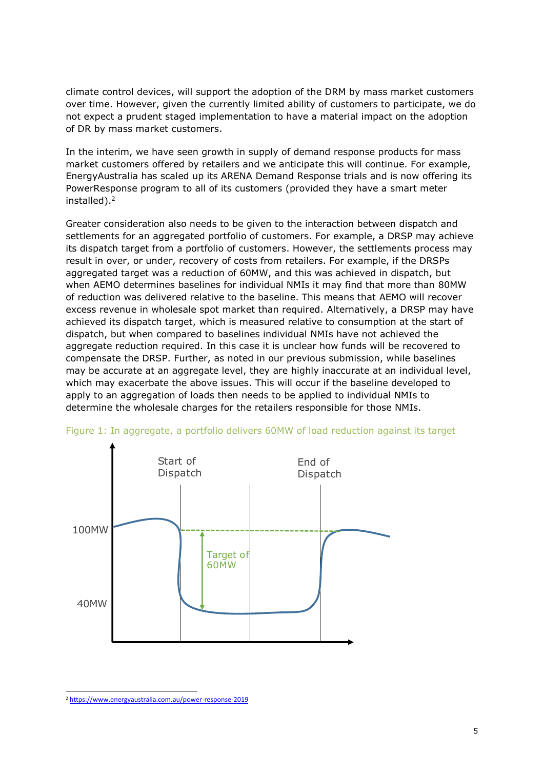climate control devices, will support the adoption of the DRM by mass market customers over time. However, given the currently limited ability of customers to participate, we do not expect a prudent staged implementation to have a material impact on the adoption of DR by mass market customers.

In the interim, we have seen growth in supply of demand response products for mass market customers offered by retailers and we anticipate this will continue. For example, EnergyAustralia has scaled up its ARENA Demand Response trials and is now offering its PowerResponse program to all of its customers (provided they have a smart meter installed).[2]

Greater consideration also needs to be given to the interaction between dispatch and settlements for an aggregated portfolio of customers. For example, a DRSP may achieve its dispatch target from a portfolio of customers. However, the settlements process may result in over, or under, recovery of costs from retailers. For example, if the DRSPs aggregated target was a reduction of 60MW, and this was achieved in dispatch, but when AEMO determines baselines for individual NMIs it may find that more than 80MW of reduction was delivered relative to the baseline. This means that AEMO will recover excess revenue in wholesale spot market than required. Alternatively, a DRSP may have achieved its dispatch target, which is measured relative to consumption at the start of dispatch, but when compared to baselines individual NMIs have not achieved the aggregate reduction required. In this case it is unclear how funds will be recovered to compensate the DRSP. Further, as noted in our previous submission, while baselines may be accurate at an aggregate level, they are highly inaccurate at an individual level, which may exacerbate the above issues. This will occur if the baseline developed to apply to an aggregation of loads then needs to be applied to individual NMIs to determine the wholesale charges for the retailers responsible for those NMIs.

Figure 1: In aggregate, a portfolio delivers 60MW of load reduction against its target

[2] https://www.energyaustralia.com.au/power-response-2019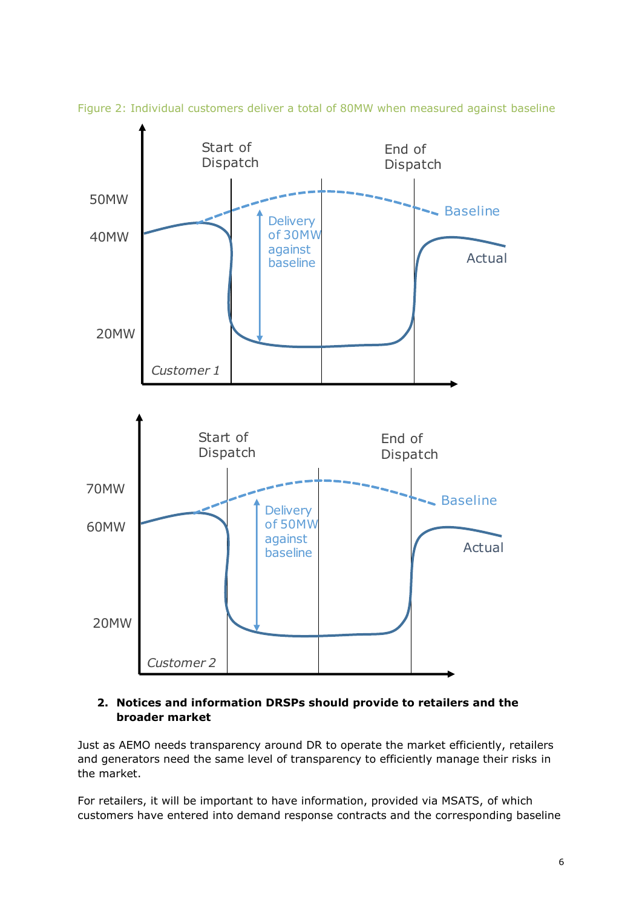Figure 2: Individual customers deliver a total of 80MW when measured against baseline

**2. Notices and information DRSPs should provide to retailers and the broader market**

Just as AEMO needs transparency around DR to operate the market efficiently, retailers and generators need the same level of transparency to efficiently manage their risks in the market.

For retailers, it will be important to have information, provided via MSATS, of which customers have entered into demand response contracts and the corresponding baseline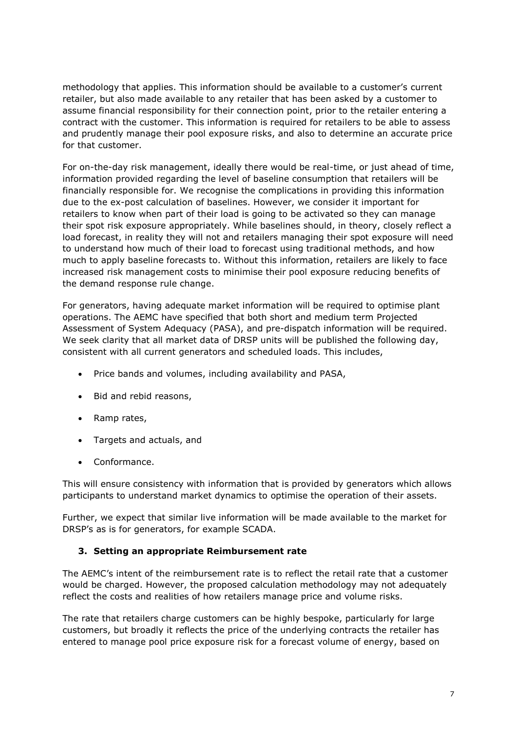methodology that applies. This information should be available to a customer's current retailer, but also made available to any retailer that has been asked by a customer to assume financial responsibility for their connection point, prior to the retailer entering a contract with the customer. This information is required for retailers to be able to assess and prudently manage their pool exposure risks, and also to determine an accurate price for that customer.

For on-the-day risk management, ideally there would be real-time, or just ahead of time, information provided regarding the level of baseline consumption that retailers will be financially responsible for. We recognise the complications in providing this information due to the ex-post calculation of baselines. However, we consider it important for retailers to know when part of their load is going to be activated so they can manage their spot risk exposure appropriately. While baselines should, in theory, closely reflect a load forecast, in reality they will not and retailers managing their spot exposure will need to understand how much of their load to forecast using traditional methods, and how much to apply baseline forecasts to. Without this information, retailers are likely to face increased risk management costs to minimise their pool exposure reducing benefits of the demand response rule change.

For generators, having adequate market information will be required to optimise plant operations. The AEMC have specified that both short and medium term Projected Assessment of System Adequacy (PASA), and pre-dispatch information will be required. We seek clarity that all market data of DRSP units will be published the following day, consistent with all current generators and scheduled loads. This includes,

- Price bands and volumes, including availability and PASA,
- Bid and rebid reasons,
- Ramp rates,
- Targets and actuals, and
- Conformance.

This will ensure consistency with information that is provided by generators which allows participants to understand market dynamics to optimise the operation of their assets.

Further, we expect that similar live information will be made available to the market for DRSP's as is for generators, for example SCADA.

### 3. Setting an appropriate Reimbursement rate

The AEMC's intent of the reimbursement rate is to reflect the retail rate that a customer would be charged. However, the proposed calculation methodology may not adequately reflect the costs and realities of how retailers manage price and volume risks.

The rate that retailers charge customers can be highly bespoke, particularly for large customers, but broadly it reflects the price of the underlying contracts the retailer has entered to manage pool price exposure risk for a forecast volume of energy, based on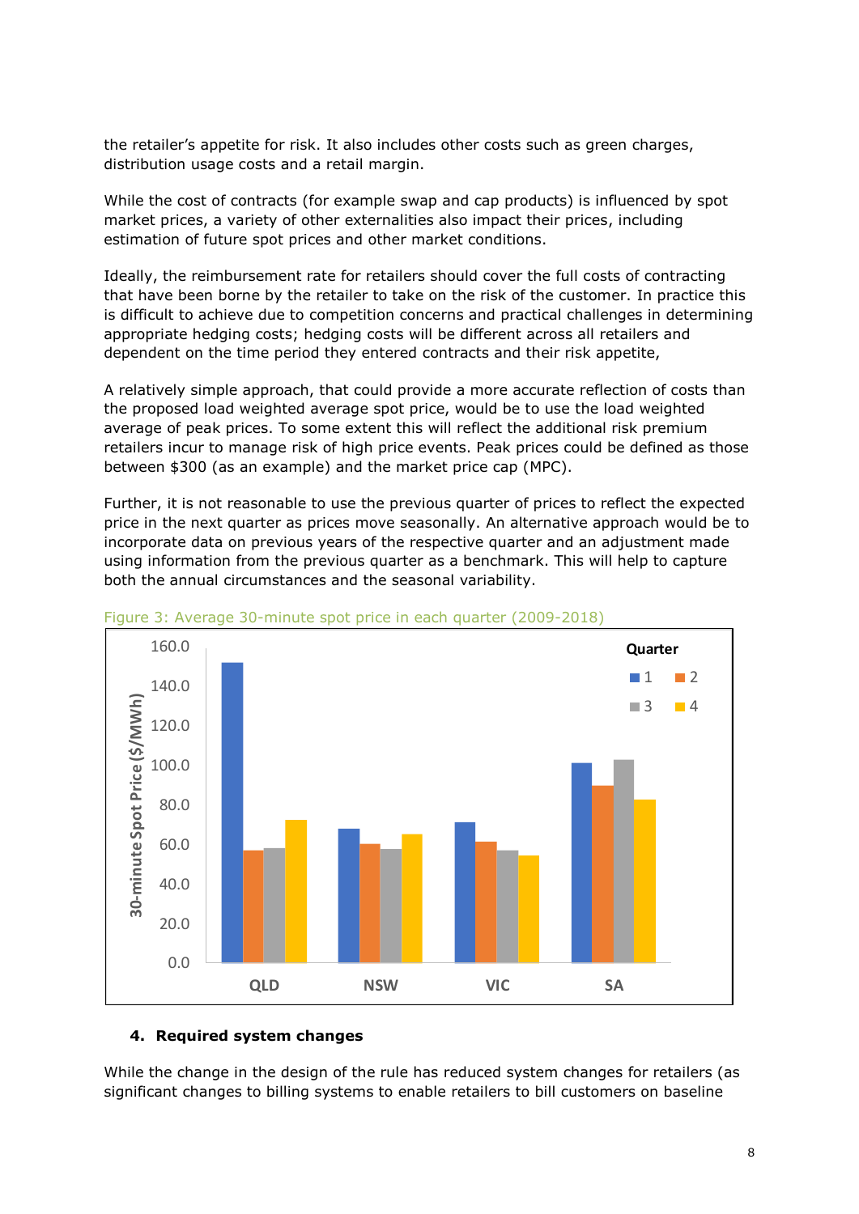the retailer's appetite for risk. It also includes other costs such as green charges, distribution usage costs and a retail margin.

While the cost of contracts (for example swap and cap products) is influenced by spot market prices, a variety of other externalities also impact their prices, including estimation of future spot prices and other market conditions.

Ideally, the reimbursement rate for retailers should cover the full costs of contracting that have been borne by the retailer to take on the risk of the customer. In practice this is difficult to achieve due to competition concerns and practical challenges in determining appropriate hedging costs; hedging costs will be different across all retailers and dependent on the time period they entered contracts and their risk appetite,

A relatively simple approach, that could provide a more accurate reflection of costs than the proposed load weighted average spot price, would be to use the load weighted average of peak prices. To some extent this will reflect the additional risk premium retailers incur to manage risk of high price events. Peak prices could be defined as those between $300 (as an example) and the market price cap (MPC).

Further, it is not reasonable to use the previous quarter of prices to reflect the expected price in the next quarter as prices move seasonally. An alternative approach would be to incorporate data on previous years of the respective quarter and an adjustment made using information from the previous quarter as a benchmark. This will help to capture both the annual circumstances and the seasonal variability.

Figure 3: Average 30-minute spot price in each quarter (2009-2018)

### 4. Required system changes

While the change in the design of the rule has reduced system changes for retailers (as significant changes to billing systems to enable retailers to bill customers on baseline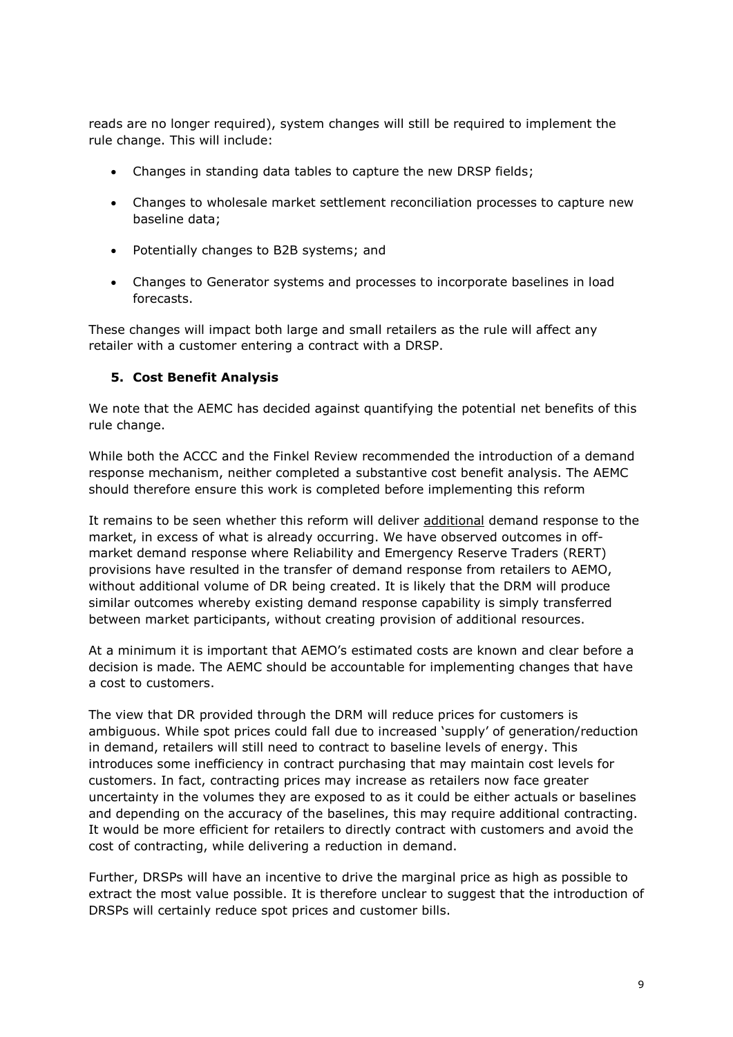reads are no longer required), system changes will still be required to implement the rule change. This will include:

- Changes in standing data tables to capture the new DRSP fields;
- Changes to wholesale market settlement reconciliation processes to capture new baseline data;
- Potentially changes to B2B systems; and
- Changes to Generator systems and processes to incorporate baselines in load forecasts.

These changes will impact both large and small retailers as the rule will affect any retailer with a customer entering a contract with a DRSP.

## 5. Cost Benefit Analysis

We note that the AEMC has decided against quantifying the potential net benefits of this rule change.

While both the ACCC and the Finkel Review recommended the introduction of a demand response mechanism, neither completed a substantive cost benefit analysis. The AEMC should therefore ensure this work is completed before implementing this reform

It remains to be seen whether this reform will deliver additional demand response to the market, in excess of what is already occurring. We have observed outcomes in off-market demand response where Reliability and Emergency Reserve Traders (RERT) provisions have resulted in the transfer of demand response from retailers to AEMO, without additional volume of DR being created. It is likely that the DRM will produce similar outcomes whereby existing demand response capability is simply transferred between market participants, without creating provision of additional resources.

At a minimum it is important that AEMO's estimated costs are known and clear before a decision is made. The AEMC should be accountable for implementing changes that have a cost to customers.

The view that DR provided through the DRM will reduce prices for customers is ambiguous. While spot prices could fall due to increased 'supply' of generation/reduction in demand, retailers will still need to contract to baseline levels of energy. This introduces some inefficiency in contract purchasing that may maintain cost levels for customers. In fact, contracting prices may increase as retailers now face greater uncertainty in the volumes they are exposed to as it could be either actuals or baselines and depending on the accuracy of the baselines, this may require additional contracting. It would be more efficient for retailers to directly contract with customers and avoid the cost of contracting, while delivering a reduction in demand.

Further, DRSPs will have an incentive to drive the marginal price as high as possible to extract the most value possible. It is therefore unclear to suggest that the introduction of DRSPs will certainly reduce spot prices and customer bills.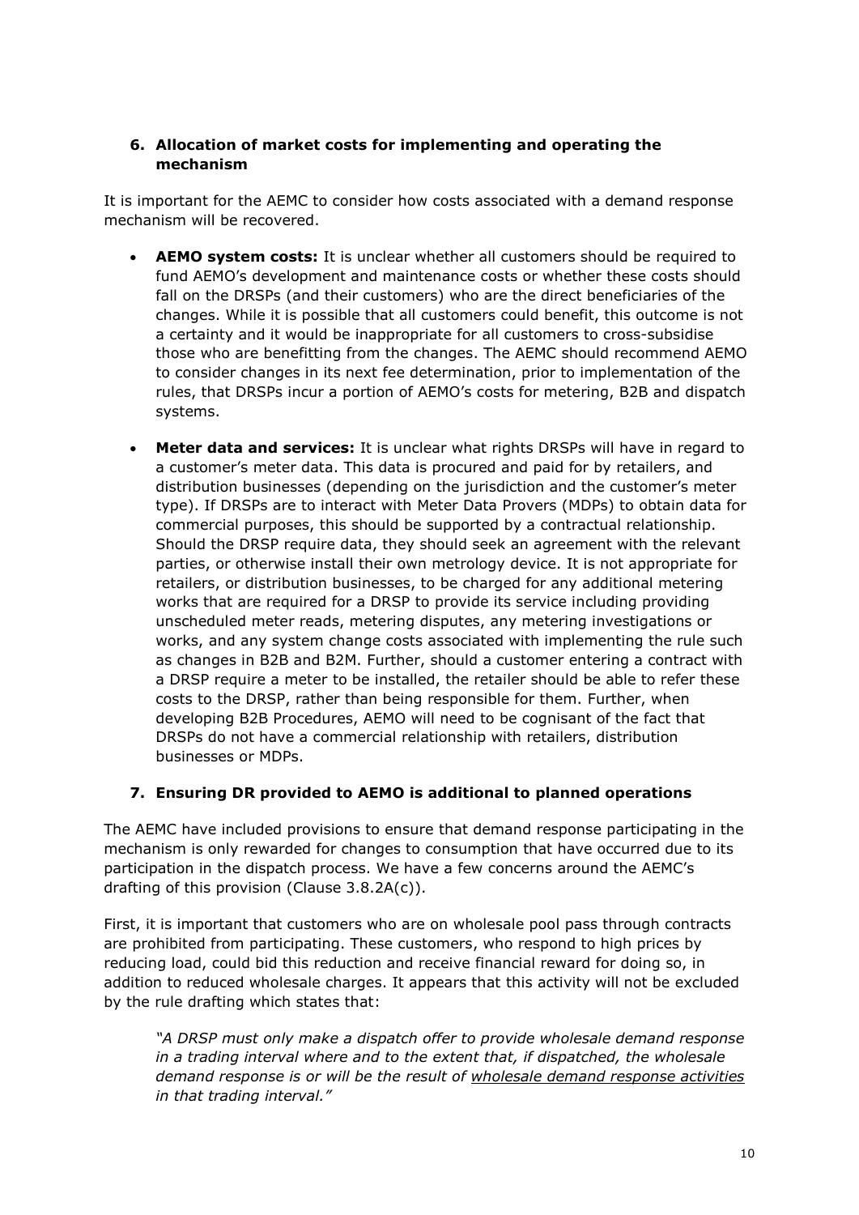## 6. Allocation of market costs for implementing and operating the mechanism

It is important for the AEMC to consider how costs associated with a demand response mechanism will be recovered.

- **AEMO system costs:** It is unclear whether all customers should be required to fund AEMO's development and maintenance costs or whether these costs should fall on the DRSPs (and their customers) who are the direct beneficiaries of the changes. While it is possible that all customers could benefit, this outcome is not a certainty and it would be inappropriate for all customers to cross-subsidise those who are benefitting from the changes. The AEMC should recommend AEMO to consider changes in its next fee determination, prior to implementation of the rules, that DRSPs incur a portion of AEMO's costs for metering, B2B and dispatch systems.

- **Meter data and services:** It is unclear what rights DRSPs will have in regard to a customer's meter data. This data is procured and paid for by retailers, and distribution businesses (depending on the jurisdiction and the customer's meter type). If DRSPs are to interact with Meter Data Provers (MDPs) to obtain data for commercial purposes, this should be supported by a contractual relationship. Should the DRSP require data, they should seek an agreement with the relevant parties, or otherwise install their own metrology device. It is not appropriate for retailers, or distribution businesses, to be charged for any additional metering works that are required for a DRSP to provide its service including providing unscheduled meter reads, metering disputes, any metering investigations or works, and any system change costs associated with implementing the rule such as changes in B2B and B2M. Further, should a customer entering a contract with a DRSP require a meter to be installed, the retailer should be able to refer these costs to the DRSP, rather than being responsible for them. Further, when developing B2B Procedures, AEMO will need to be cognisant of the fact that DRSPs do not have a commercial relationship with retailers, distribution businesses or MDPs.

## 7. Ensuring DR provided to AEMO is additional to planned operations

The AEMC have included provisions to ensure that demand response participating in the mechanism is only rewarded for changes to consumption that have occurred due to its participation in the dispatch process. We have a few concerns around the AEMC's drafting of this provision (Clause 3.8.2A(c)).

First, it is important that customers who are on wholesale pool pass through contracts are prohibited from participating. These customers, who respond to high prices by reducing load, could bid this reduction and receive financial reward for doing so, in addition to reduced wholesale charges. It appears that this activity will not be excluded by the rule drafting which states that:

> *"A DRSP must only make a dispatch offer to provide wholesale demand response in a trading interval where and to the extent that, if dispatched, the wholesale demand response is or will be the result of <u>wholesale demand response activities</u> in that trading interval."*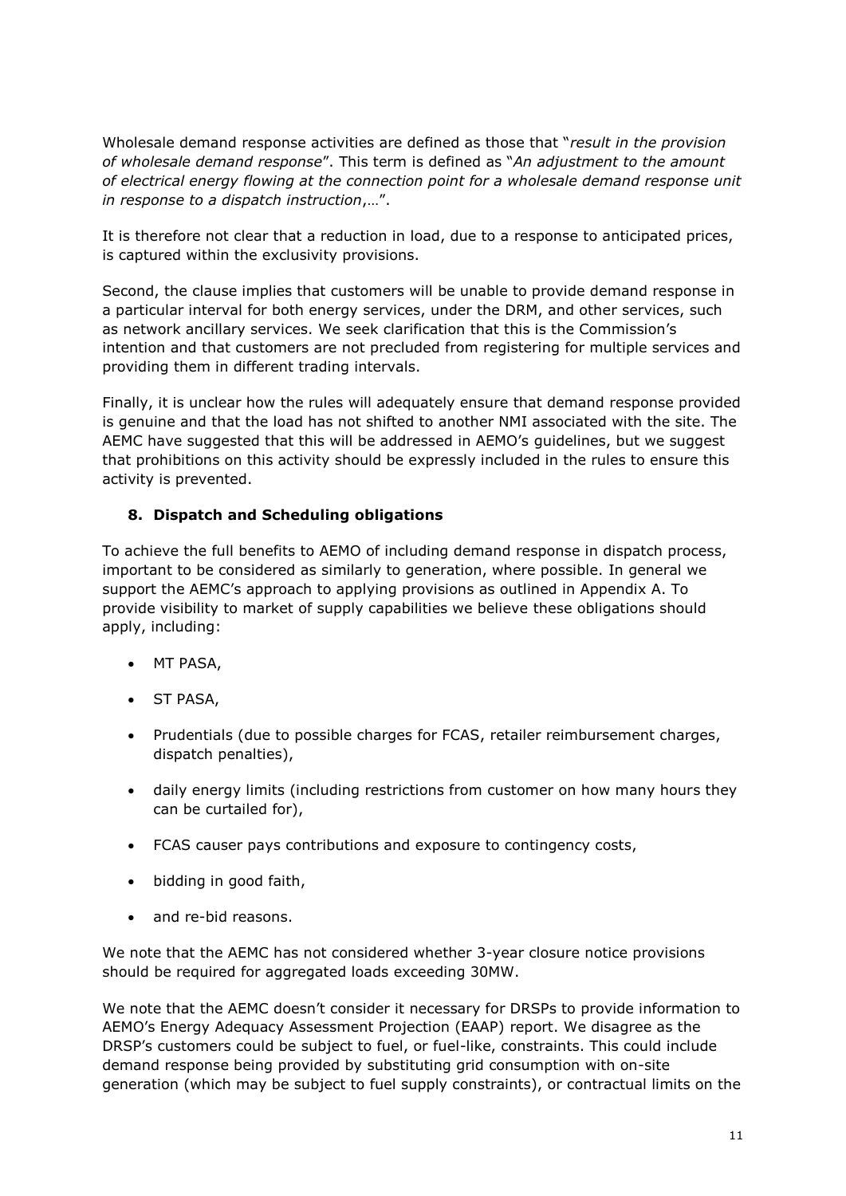Wholesale demand response activities are defined as those that "*result in the provision of wholesale demand response*". This term is defined as "*An adjustment to the amount of electrical energy flowing at the connection point for a wholesale demand response unit in response to a dispatch instruction*,…".

It is therefore not clear that a reduction in load, due to a response to anticipated prices, is captured within the exclusivity provisions.

Second, the clause implies that customers will be unable to provide demand response in a particular interval for both energy services, under the DRM, and other services, such as network ancillary services. We seek clarification that this is the Commission's intention and that customers are not precluded from registering for multiple services and providing them in different trading intervals.

Finally, it is unclear how the rules will adequately ensure that demand response provided is genuine and that the load has not shifted to another NMI associated with the site. The AEMC have suggested that this will be addressed in AEMO's guidelines, but we suggest that prohibitions on this activity should be expressly included in the rules to ensure this activity is prevented.

## 8. Dispatch and Scheduling obligations

To achieve the full benefits to AEMO of including demand response in dispatch process, important to be considered as similarly to generation, where possible. In general we support the AEMC's approach to applying provisions as outlined in Appendix A. To provide visibility to market of supply capabilities we believe these obligations should apply, including:

- MT PASA,
- ST PASA,
- Prudentials (due to possible charges for FCAS, retailer reimbursement charges, dispatch penalties),
- daily energy limits (including restrictions from customer on how many hours they can be curtailed for),
- FCAS causer pays contributions and exposure to contingency costs,
- bidding in good faith,
- and re-bid reasons.

We note that the AEMC has not considered whether 3-year closure notice provisions should be required for aggregated loads exceeding 30MW.

We note that the AEMC doesn't consider it necessary for DRSPs to provide information to AEMO's Energy Adequacy Assessment Projection (EAAP) report. We disagree as the DRSP's customers could be subject to fuel, or fuel-like, constraints. This could include demand response being provided by substituting grid consumption with on-site generation (which may be subject to fuel supply constraints), or contractual limits on the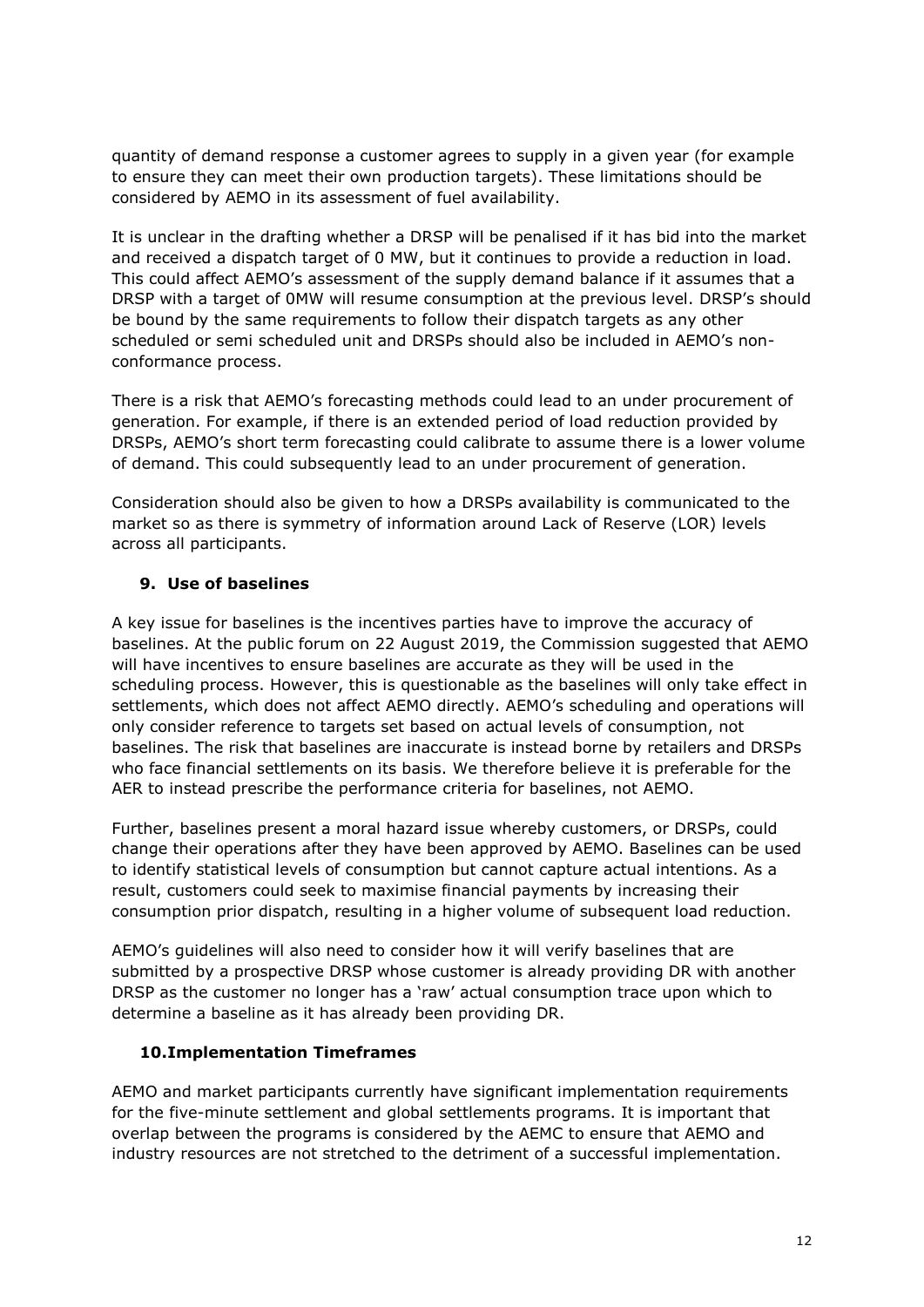quantity of demand response a customer agrees to supply in a given year (for example to ensure they can meet their own production targets). These limitations should be considered by AEMO in its assessment of fuel availability.

It is unclear in the drafting whether a DRSP will be penalised if it has bid into the market and received a dispatch target of 0 MW, but it continues to provide a reduction in load. This could affect AEMO's assessment of the supply demand balance if it assumes that a DRSP with a target of 0MW will resume consumption at the previous level. DRSP's should be bound by the same requirements to follow their dispatch targets as any other scheduled or semi scheduled unit and DRSPs should also be included in AEMO's non-conformance process.

There is a risk that AEMO's forecasting methods could lead to an under procurement of generation. For example, if there is an extended period of load reduction provided by DRSPs, AEMO's short term forecasting could calibrate to assume there is a lower volume of demand. This could subsequently lead to an under procurement of generation.

Consideration should also be given to how a DRSPs availability is communicated to the market so as there is symmetry of information around Lack of Reserve (LOR) levels across all participants.

## 9. Use of baselines

A key issue for baselines is the incentives parties have to improve the accuracy of baselines. At the public forum on 22 August 2019, the Commission suggested that AEMO will have incentives to ensure baselines are accurate as they will be used in the scheduling process. However, this is questionable as the baselines will only take effect in settlements, which does not affect AEMO directly. AEMO's scheduling and operations will only consider reference to targets set based on actual levels of consumption, not baselines. The risk that baselines are inaccurate is instead borne by retailers and DRSPs who face financial settlements on its basis. We therefore believe it is preferable for the AER to instead prescribe the performance criteria for baselines, not AEMO.

Further, baselines present a moral hazard issue whereby customers, or DRSPs, could change their operations after they have been approved by AEMO. Baselines can be used to identify statistical levels of consumption but cannot capture actual intentions. As a result, customers could seek to maximise financial payments by increasing their consumption prior dispatch, resulting in a higher volume of subsequent load reduction.

AEMO's guidelines will also need to consider how it will verify baselines that are submitted by a prospective DRSP whose customer is already providing DR with another DRSP as the customer no longer has a 'raw' actual consumption trace upon which to determine a baseline as it has already been providing DR.

## 10. Implementation Timeframes

AEMO and market participants currently have significant implementation requirements for the five-minute settlement and global settlements programs. It is important that overlap between the programs is considered by the AEMC to ensure that AEMO and industry resources are not stretched to the detriment of a successful implementation.